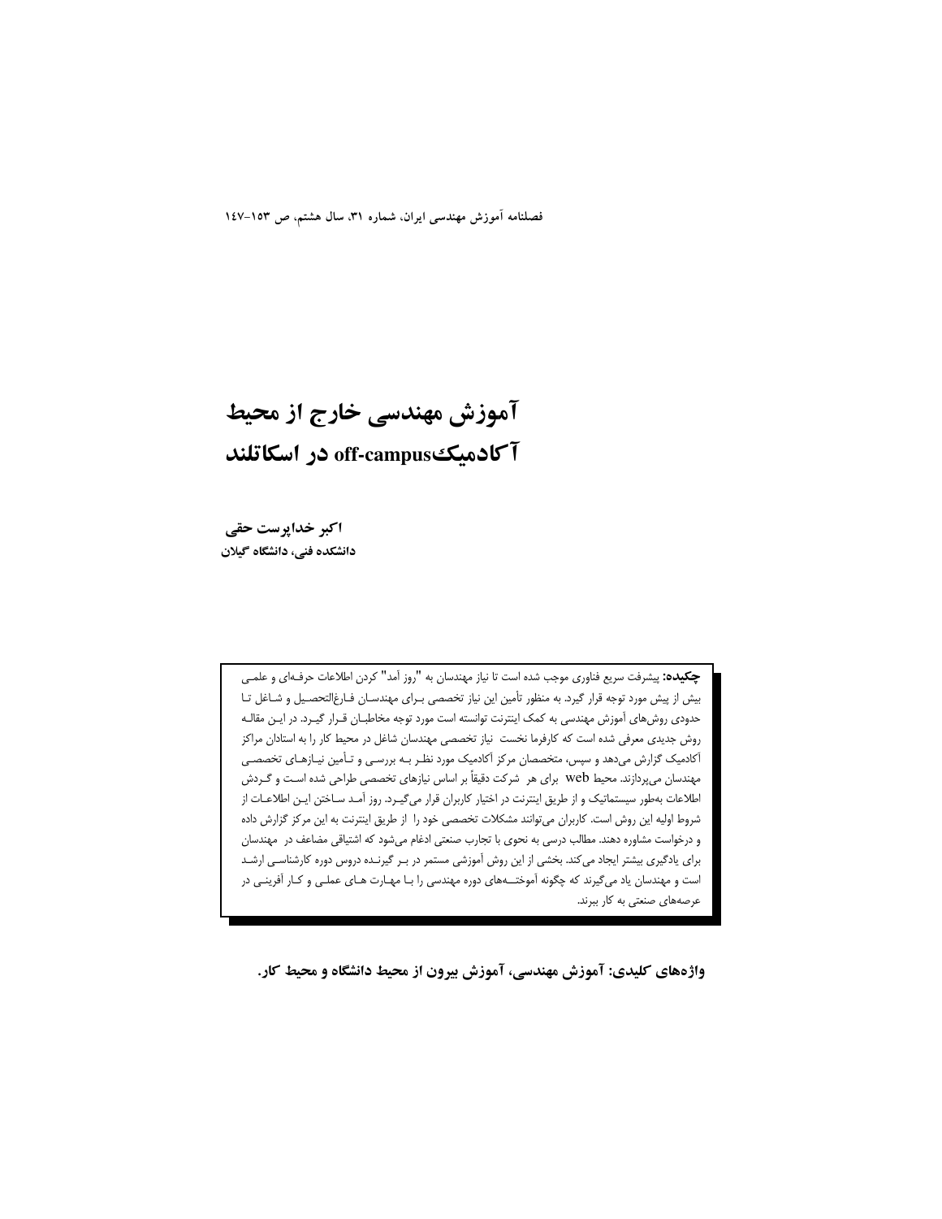# آموزش مهندسی خارج از محیط آکادمیک off-campus در اسکاتلند

**اکبر خداپرست حقی**
**دانشکده فنی، دانشگاه گیلان**

**چکیده:** پیشرفت سریع فناوری موجب شده است تا نیاز مهندسان به "روز آمد" کردن اطلاعات حرفه‌ای و علمی بیش از پیش مورد توجه قرار گیرد. به منظور تأمین این نیاز تخصصی برای مهندسان فارغ‌التحصیل و شاغل تا حدودی روش‌های آموزش مهندسی به کمک اینترنت توانسته است مورد توجه مخاطبان قرار گیرد. در این مقاله روش جدیدی معرفی شده است که کارفرما نخست نیاز تخصصی مهندسان شاغل در محیط کار را به استادان مراکز آکادمیک گزارش می‌دهد و سپس، متخصصان مرکز آکادمیک مورد نظر به بررسی و تأمین نیازهای تخصصی مهندسان می‌پردازند. محیط web برای هر شرکت دقیقاً بر اساس نیازهای تخصصی طراحی شده است و گردش اطلاعات به‌طور سیستماتیک و از طریق اینترنت در اختیار کاربران قرار می‌گیرد. روز آمد ساختن این اطلاعات از شروط اولیه این روش است. کاربران می‌توانند مشکلات تخصصی خود را از طریق اینترنت به این مرکز گزارش داده و درخواست مشاوره دهند. مطالب درسی به نحوی با تجارب صنعتی ادغام می‌شود که اشتیاقی مضاعف در مهندسان برای یادگیری بیشتر ایجاد می‌کند. بخشی از این روش آموزشی مستمر در بر گیرنده دروس دوره کارشناسی ارشد است و مهندسان یاد می‌گیرند که چگونه آموخته‌های دوره مهندسی را با مهارت های عملی و کار آفرینی در عرصه‌های صنعتی به کار ببرند.

**واژه‌های کلیدی: آموزش مهندسی، آموزش بیرون از محیط دانشگاه و محیط کار.**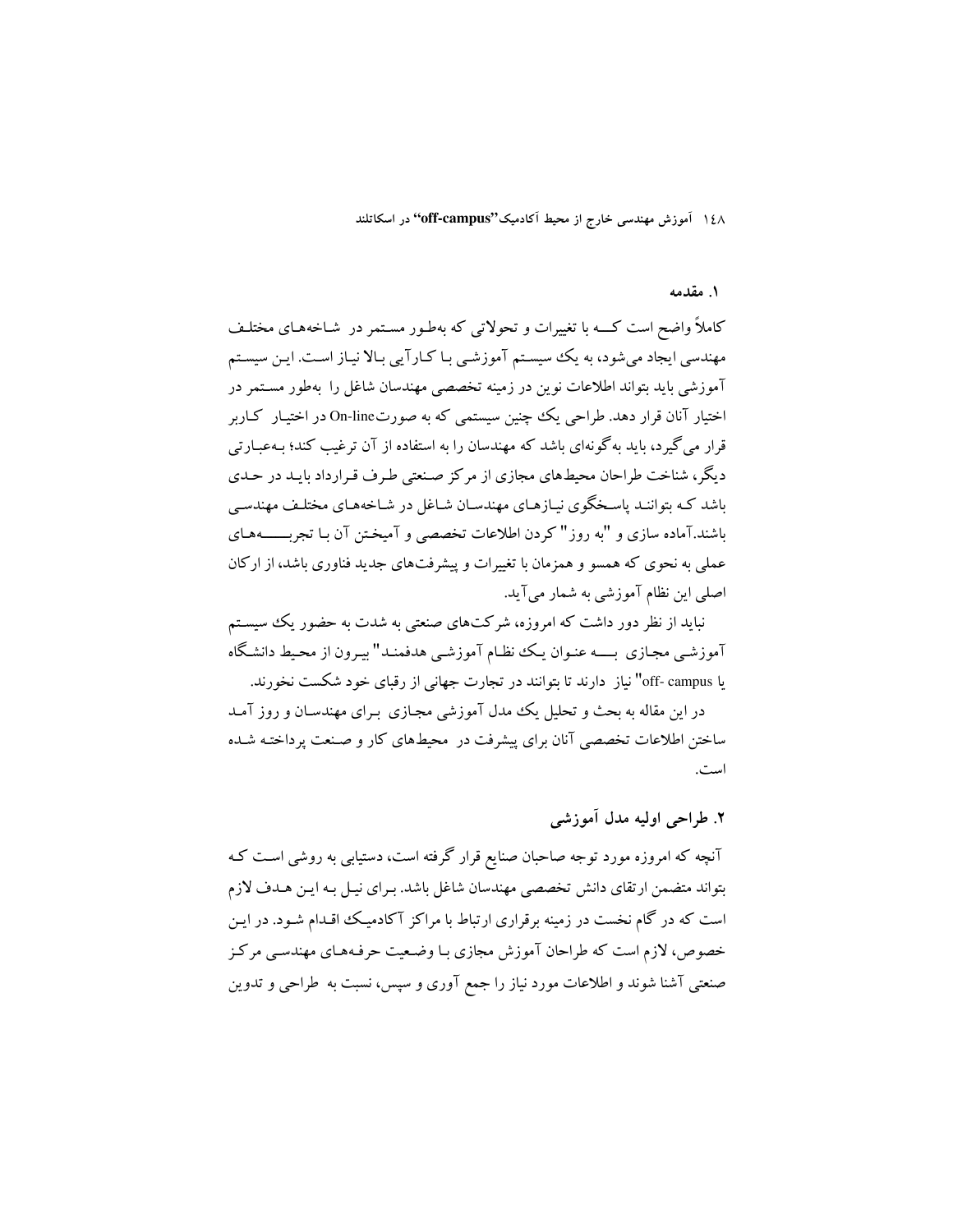## ۱. مقدمه

کاملاً واضح است کـــه با تغییرات و تحولاتی که به‌طـور مسـتمر در شـاخه‌هـای مختلـف مهندسی ایجاد می‌شود، به یک سیسـتم آموزشـی بـا کـارآیی بـالا نیـاز اسـت. ایـن سیسـتم آموزشی باید بتواند اطلاعات نوین در زمینه تخصصی مهندسان شاغل را به‌طور مسـتمر در اختیار آنان قرار دهد. طراحی یک چنین سیستمی که به صورتOn-line در اختیـار کـاربر قرار می‌گیرد، باید به‌گونه‌ای باشد که مهندسان را به استفاده از آن ترغیب کند؛ بـه‌عبـارتی دیگر، شناخت طراحان محیط‌های مجازی از مرکز صـنعتی طـرف قـرارداد بایـد در حـدی باشد کـه بتواننـد پاسـخگوی نیـازهـای مهندسـان شـاغل در شـاخه‌هـای مختلـف مهندسـی باشند.آماده سازی و "به روز" کردن اطلاعات تخصصی و آمیختـن آن بـا تجربـــــه‌هـای عملی به نحوی که همسو و همزمان با تغییرات و پیشرفت‌های جدید فناوری باشد، از ارکان اصلی این نظام آموزشی به شمار می‌آید.

نباید از نظر دور داشت که امروزه، شرکت‌های صنعتی به شدت به حضور یک سیسـتم آموزشـی مجـازی بـــه عنـوان یـک نظـام آموزشـی هدفمنـد" بیـرون از محـیط دانشـگاه یا off- campus" نیاز دارند تا بتوانند در تجارت جهانی از رقبای خود شکست نخورند.

در این مقاله به بحث و تحلیل یک مدل آموزشی مجـازی بـرای مهندسـان و روز آمـد ساختن اطلاعات تخصصی آنان برای پیشرفت در محیط‌های کار و صـنعت پرداختـه شـده است.

## ۲. طراحی اولیه مدل آموزشی

آنچه که امروزه مورد توجه صاحبان صنایع قرار گرفته است، دستیابی به روشی اسـت کـه بتواند متضمن ارتقای دانش تخصصی مهندسان شاغل باشد. بـرای نیـل بـه ایـن هـدف لازم است که در گام نخست در زمینه برقراری ارتباط با مراکز آکادمیـک اقـدام شـود. در ایـن خصوص، لازم است که طراحان آموزش مجازی بـا وضـعیت حرفـه‌هـای مهندسـی مرکـز صنعتی آشنا شوند و اطلاعات مورد نیاز را جمع آوری و سپس، نسبت به طراحی و تدوین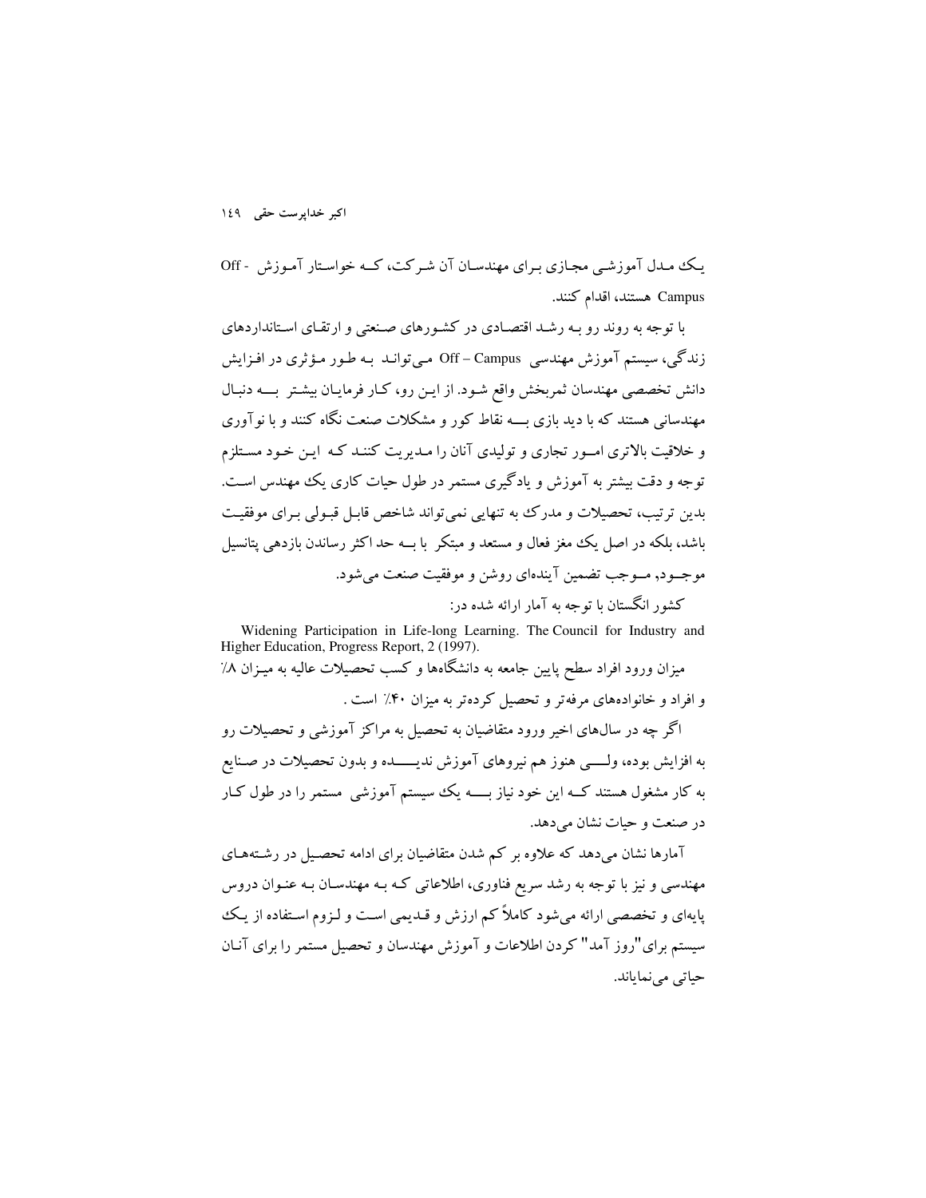یک مدل آموزشی مجازی برای مهندسان آن شرکت، که خواستار آموزش Off - Campus هستند، اقدام کنند.

با توجه به روند رو به رشد اقتصادی در کشورهای صنعتی و ارتقای استانداردهای زندگی، سیستم آموزش مهندسی Off – Campus می‌تواند به طور مؤثری در افزایش دانش تخصصی مهندسان ثمربخش واقع شود. از این رو، کار فرمایان بیشتر به دنبال مهندسانی هستند که با دید بازی به نقاط کور و مشکلات صنعت نگاه کنند و با نوآوری و خلاقیت بالاتری امور تجاری و تولیدی آنان را مدیریت کنند که این خود مستلزم توجه و دقت بیشتر به آموزش و یادگیری مستمر در طول حیات کاری یک مهندس است. بدین ترتیب، تحصیلات و مدرک به تنهایی نمی‌تواند شاخص قابل قبولی برای موفقیت باشد، بلکه در اصل یک مغز فعال و مستعد و مبتکر با به حد اکثر رساندن بازدهی پتانسیل موجود، موجب تضمین آینده‌ای روشن و موفقیت صنعت می‌شود.

کشور انگستان با توجه به آمار ارائه شده در:

Widening Participation in Life-long Learning. The Council for Industry and Higher Education, Progress Report, 2 (1997).

میزان ورود افراد سطح پایین جامعه به دانشگاه‌ها و کسب تحصیلات عالیه به میزان ۸٪ و افراد و خانواده‌های مرفه‌تر و تحصیل کرده‌تر به میزان ۴۰٪ است.

اگر چه در سال‌های اخیر ورود متقاضیان به تحصیل به مراکز آموزشی و تحصیلات رو به افزایش بوده، ولی هنوز هم نیروهای آموزش ندیده و بدون تحصیلات در صنایع به کار مشغول هستند که این خود نیاز به یک سیستم آموزشی مستمر را در طول کار در صنعت و حیات نشان می‌دهد.

آمارها نشان می‌دهد که علاوه بر کم شدن متقاضیان برای ادامه تحصیل در رشته‌های مهندسی و نیز با توجه به رشد سریع فناوری، اطلاعاتی که به مهندسان به عنوان دروس پایه‌ای و تخصصی ارائه می‌شود کاملاً کم ارزش و قدیمی است و لزوم استفاده از یک سیستم برای "روز آمد" کردن اطلاعات و آموزش مهندسان و تحصیل مستمر را برای آنان حیاتی می‌نمایاند.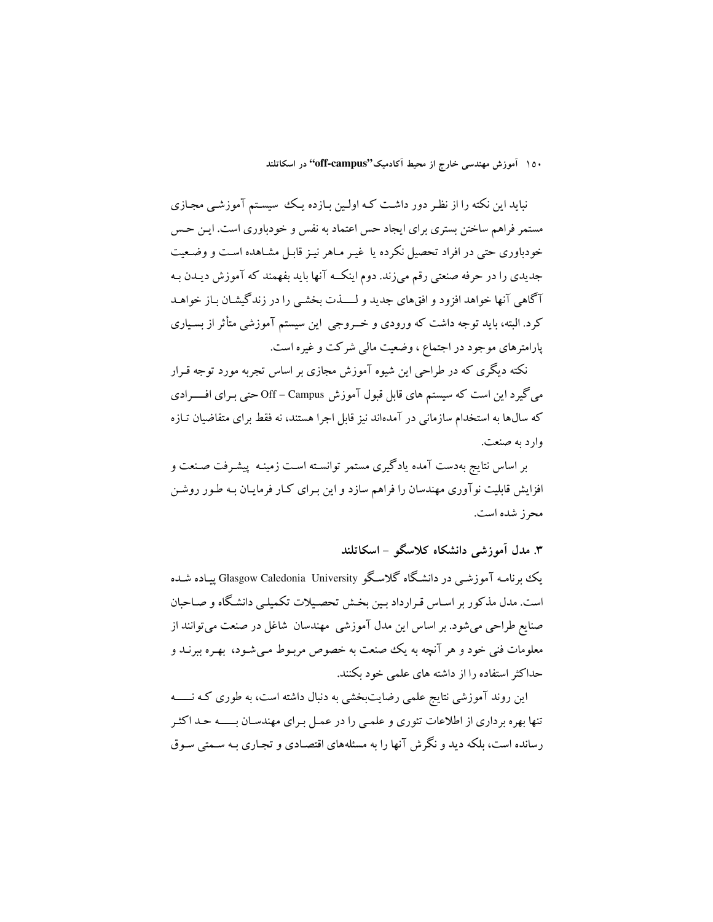نباید این نکته را از نظر دور داشت که اولین بازده یک سیستم آموزشی مجازی مستمر فراهم ساختن بستری برای ایجاد حس اعتماد به نفس و خودباوری است. این حس خودباوری حتی در افراد تحصیل نکرده یا غیر ماهر نیز قابل مشاهده است و وضعیت جدیدی را در حرفه صنعتی رقم می‌زند. دوم اینکه آنها باید بفهمند که آموزش دیدن به آگاهی آنها خواهد افزود و افق‌های جدید و لذت بخشی را در زندگیشان باز خواهد کرد. البته، باید توجه داشت که ورودی و خروجی این سیستم آموزشی متأثر از بسیاری پارامترهای موجود در اجتماع ، وضعیت مالی شرکت و غیره است.

نکته دیگری که در طراحی این شیوه آموزش مجازی بر اساس تجربه مورد توجه قرار می‌گیرد این است که سیستم های قابل قبول آموزش Off – Campus حتی برای افرادی که سال‌ها به استخدام سازمانی در آمده‌اند نیز قابل اجرا هستند، نه فقط برای متقاضیان تازه وارد به صنعت.

بر اساس نتایج به‌دست آمده یادگیری مستمر توانسته است زمینه پیشرفت صنعت و افزایش قابلیت نوآوری مهندسان را فراهم سازد و این برای کار فرمایان به طور روشن محرز شده است.

## ۳. مدل آموزشی دانشکاه کلاسگو – اسکاتلند

یک برنامه آموزشی در دانشگاه گلاسگو Glasgow Caledonia University پیاده شده است. مدل مذکور بر اساس قرارداد بین بخش تحصیلات تکمیلی دانشگاه و صاحبان صنایع طراحی می‌شود. بر اساس این مدل آموزشی مهندسان شاغل در صنعت می‌توانند از معلومات فنی خود و هر آنچه به یک صنعت به خصوص مربوط می‌شود، بهره ببرند و حداکثر استفاده را از داشته های علمی خود بکنند.

این روند آموزشی نتایج علمی رضایت‌بخشی به دنبال داشته است، به طوری که نه تنها بهره برداری از اطلاعات تئوری و علمی را در عمل برای مهندسان به حد اکثر رسانده است، بلکه دید و نگرش آنها را به مسئله‌های اقتصادی و تجاری به سمتی سوق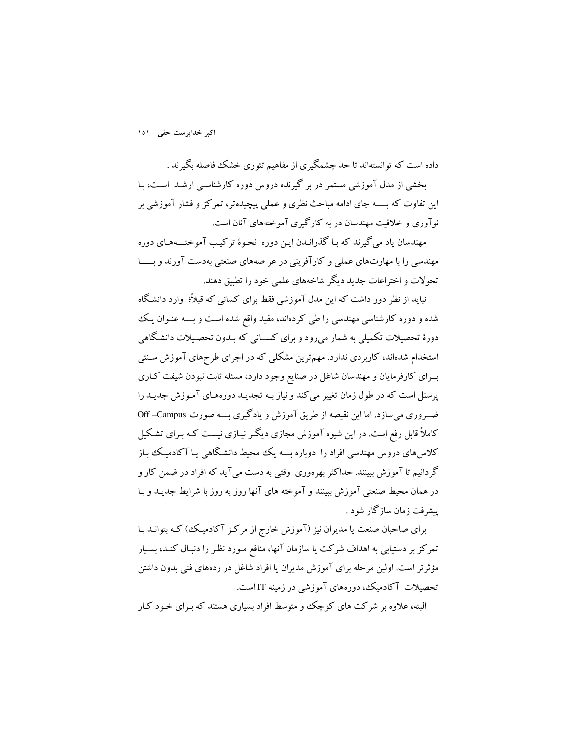داده است که توانسته‌اند تا حد چشمگیری از مفاهیم تئوری خشک فاصله بگیرند .

بخشی از مدل آموزشی مستمر در بر گیرنده دروس دوره کارشناسی ارشد است، با این تفاوت که به جای ادامه مباحث نظری و عملی پیچیده‌تر، تمرکز و فشار آموزشی بر نوآوری و خلاقیت مهندسان در به کارگیری آموخته‌های آنان است.

مهندسان یاد می‌گیرند که با گذراندن این دوره نحوهٔ ترکیب آموخته‌های دوره مهندسی را با مهارت‌های عملی و کارآفرینی در عرصه‌های صنعتی به‌دست آورند و با تحولات و اختراعات جدید دیگر شاخه‌های علمی خود را تطبیق دهند.

نباید از نظر دور داشت که این مدل آموزشی فقط برای کسانی که قبلاً؛ وارد دانشگاه شده و دوره کارشناسی مهندسی را طی کرده‌اند، مفید واقع شده است و به عنوان یک دورهٔ تحصیلات تکمیلی به شمار می‌رود و برای کسانی که بدون تحصیلات دانشگاهی استخدام شده‌اند، کاربردی ندارد. مهم‌ترین مشکلی که در اجرای طرح‌های آموزش سنتی برای کارفرمایان و مهندسان شاغل در صنایع وجود دارد، مسئله ثابت نبودن شیفت کاری پرسنل است که در طول زمان تغییر می‌کند و نیاز به تجدید دوره‌های آموزش جدید را ضروری می‌سازد. اما این نقیصه از طریق آموزش و یادگیری به صورت Off –Campus کاملاً قابل رفع است. در این شیوه آموزش مجازی دیگر نیازی نیست که برای تشکیل کلاس‌های دروس مهندسی افراد را دوباره به یک محیط دانشگاهی یا آکادمیک باز گردانیم تا آموزش ببینند. حداکثر بهره‌وری وقتی به دست می‌آید که افراد در ضمن کار و در همان محیط صنعتی آموزش ببینند و آموخته های آنها روز به روز با شرایط جدید و با پیشرفت زمان سازگار شود .

برای صاحبان صنعت یا مدیران نیز (آموزش خارج از مرکز آکادمیک) که بتواند با تمرکز بر دستیابی به اهداف شرکت یا سازمان آنها، منافع مورد نظر را دنبال کند، بسیار مؤثرتر است. اولین مرحله برای آموزش مدیران یا افراد شاغل در رده‌های فنی بدون داشتن تحصیلات آکادمیک، دوره‌های آموزشی در زمینه IT است.

البته، علاوه بر شرکت های کوچک و متوسط افراد بسیاری هستند که برای خود کار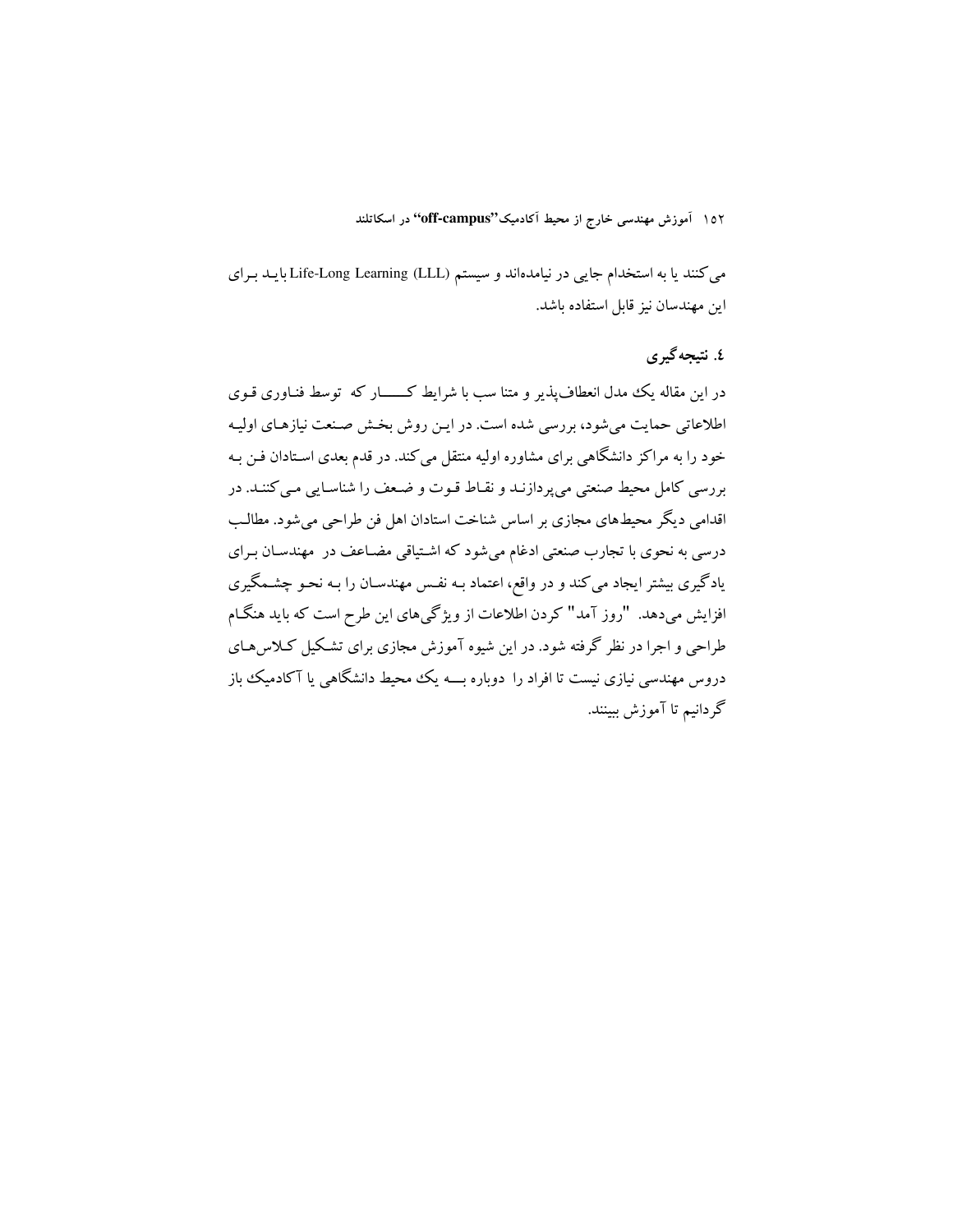می‌کنند یا به استخدام جایی در نیامده‌اند و سیستم Life-Long Learning (LLL) باید برای این مهندسان نیز قابل استفاده باشد.

## ٤. نتیجه‌گیری

در این مقاله یک مدل انعطاف‌پذیر و متنا سب با شرایط کـــار که توسط فناوری قوی اطلاعاتی حمایت می‌شود، بررسی شده است. در این روش بخش صنعت نیازهای اولیه خود را به مراکز دانشگاهی برای مشاوره اولیه منتقل می‌کند. در قدم بعدی استادان فن به بررسی کامل محیط صنعتی می‌پردازند و نقاط قوت و ضعف را شناسایی می‌کنند. در اقدامی دیگر محیط‌های مجازی بر اساس شناخت استادان اهل فن طراحی می‌شود. مطالب درسی به نحوی با تجارب صنعتی ادغام می‌شود که اشتیاقی مضاعف در مهندسان برای یادگیری بیشتر ایجاد می‌کند و در واقع، اعتماد به نفس مهندسان را به نحو چشمگیری افزایش می‌دهد. "روز آمد" کردن اطلاعات از ویژگی‌های این طرح است که باید هنگام طراحی و اجرا در نظر گرفته شود. در این شیوه آموزش مجازی برای تشکیل کلاس‌های دروس مهندسی نیازی نیست تا افراد را دوباره بـــه یک محیط دانشگاهی یا آکادمیک باز گردانیم تا آموزش ببینند.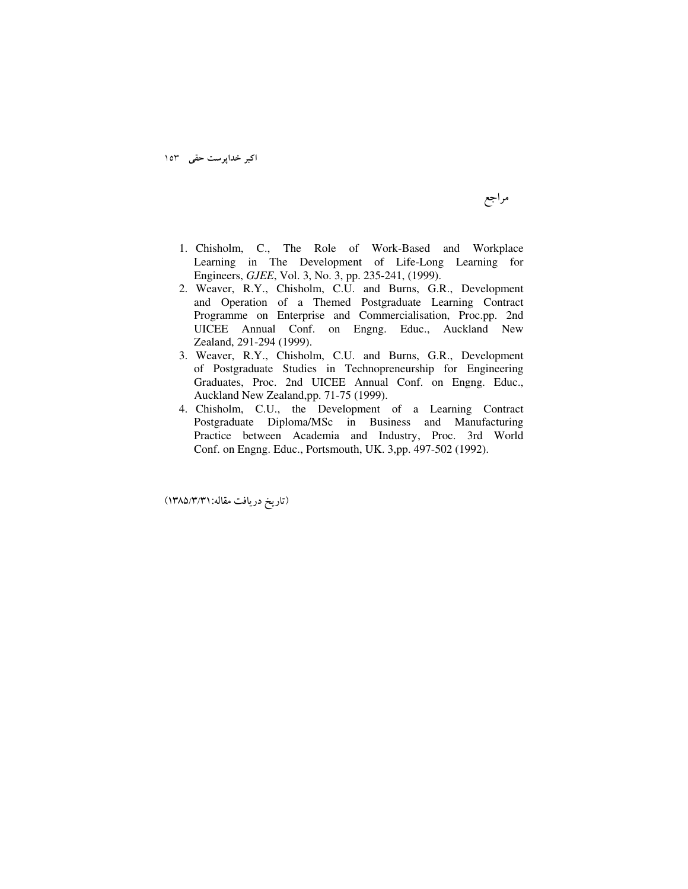## مراجع

1. Chisholm, C., The Role of Work-Based and Workplace Learning in The Development of Life-Long Learning for Engineers, *GJEE*, Vol. 3, No. 3, pp. 235-241, (1999).
2. Weaver, R.Y., Chisholm, C.U. and Burns, G.R., Development and Operation of a Themed Postgraduate Learning Contract Programme on Enterprise and Commercialisation, Proc.pp. 2nd UICEE Annual Conf. on Engng. Educ., Auckland New Zealand, 291-294 (1999).
3. Weaver, R.Y., Chisholm, C.U. and Burns, G.R., Development of Postgraduate Studies in Technopreneurship for Engineering Graduates, Proc. 2nd UICEE Annual Conf. on Engng. Educ., Auckland New Zealand,pp. 71-75 (1999).
4. Chisholm, C.U., the Development of a Learning Contract Postgraduate Diploma/MSc in Business and Manufacturing Practice between Academia and Industry, Proc. 3rd World Conf. on Engng. Educ., Portsmouth, UK. 3,pp. 497-502 (1992).

(تاریخ دریافت مقاله:۱۳۸۵/۳/۳۱)